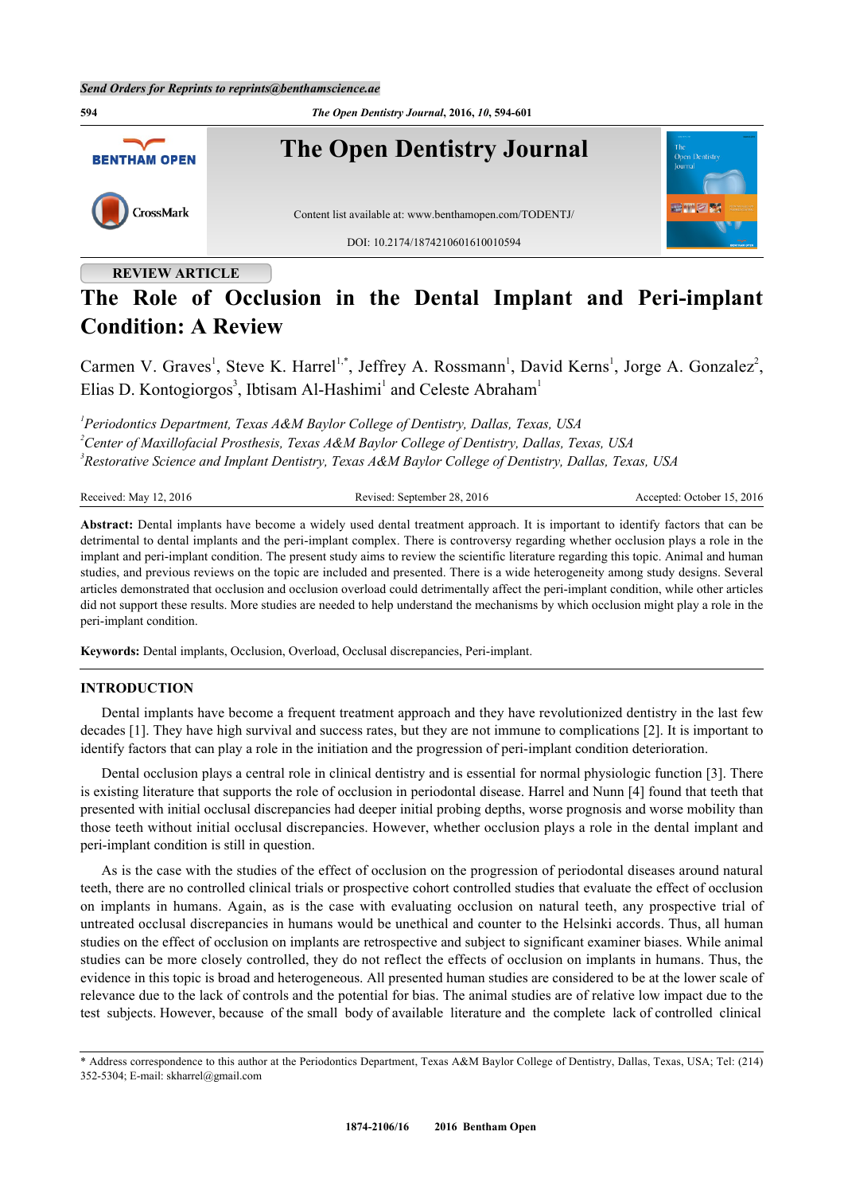REVIEW ARTICLE

# The Role of Occlusion in the Dental Implant and Peri-implant Condition: A Review

Carmen V. Graves[1], Steve K. Harrel[1,*], Jeffrey A. Rossmann[1], David Kerns[1], Jorge A. Gonzalez[2], Elias D. Kontogiorgos[3], Ibtisam Al-Hashimi[1] and Celeste Abraham[1]

[1]*Periodontics Department, Texas A&M Baylor College of Dentistry, Dallas, Texas, USA*
[2]*Center of Maxillofacial Prosthesis, Texas A&M Baylor College of Dentistry, Dallas, Texas, USA*
[3]*Restorative Science and Implant Dentistry, Texas A&M Baylor College of Dentistry, Dallas, Texas, USA*

Received: May 12, 2016 Revised: September 28, 2016 Accepted: October 15, 2016

**Abstract:** Dental implants have become a widely used dental treatment approach. It is important to identify factors that can be detrimental to dental implants and the peri-implant complex. There is controversy regarding whether occlusion plays a role in the implant and peri-implant condition. The present study aims to review the scientific literature regarding this topic. Animal and human studies, and previous reviews on the topic are included and presented. There is a wide heterogeneity among study designs. Several articles demonstrated that occlusion and occlusion overload could detrimentally affect the peri-implant condition, while other articles did not support these results. More studies are needed to help understand the mechanisms by which occlusion might play a role in the peri-implant condition.

**Keywords:** Dental implants, Occlusion, Overload, Occlusal discrepancies, Peri-implant.

## INTRODUCTION

Dental implants have become a frequent treatment approach and they have revolutionized dentistry in the last few decades [1]. They have high survival and success rates, but they are not immune to complications [2]. It is important to identify factors that can play a role in the initiation and the progression of peri-implant condition deterioration.

Dental occlusion plays a central role in clinical dentistry and is essential for normal physiologic function [3]. There is existing literature that supports the role of occlusion in periodontal disease. Harrel and Nunn [4] found that teeth that presented with initial occlusal discrepancies had deeper initial probing depths, worse prognosis and worse mobility than those teeth without initial occlusal discrepancies. However, whether occlusion plays a role in the dental implant and peri-implant condition is still in question.

As is the case with the studies of the effect of occlusion on the progression of periodontal diseases around natural teeth, there are no controlled clinical trials or prospective cohort controlled studies that evaluate the effect of occlusion on implants in humans. Again, as is the case with evaluating occlusion on natural teeth, any prospective trial of untreated occlusal discrepancies in humans would be unethical and counter to the Helsinki accords. Thus, all human studies on the effect of occlusion on implants are retrospective and subject to significant examiner biases. While animal studies can be more closely controlled, they do not reflect the effects of occlusion on implants in humans. Thus, the evidence in this topic is broad and heterogeneous. All presented human studies are considered to be at the lower scale of relevance due to the lack of controls and the potential for bias. The animal studies are of relative low impact due to the test subjects. However, because of the small body of available literature and the complete lack of controlled clinical

* Address correspondence to this author at the Periodontics Department, Texas A&M Baylor College of Dentistry, Dallas, Texas, USA; Tel: (214) 352-5304; E-mail: skharrel@gmail.com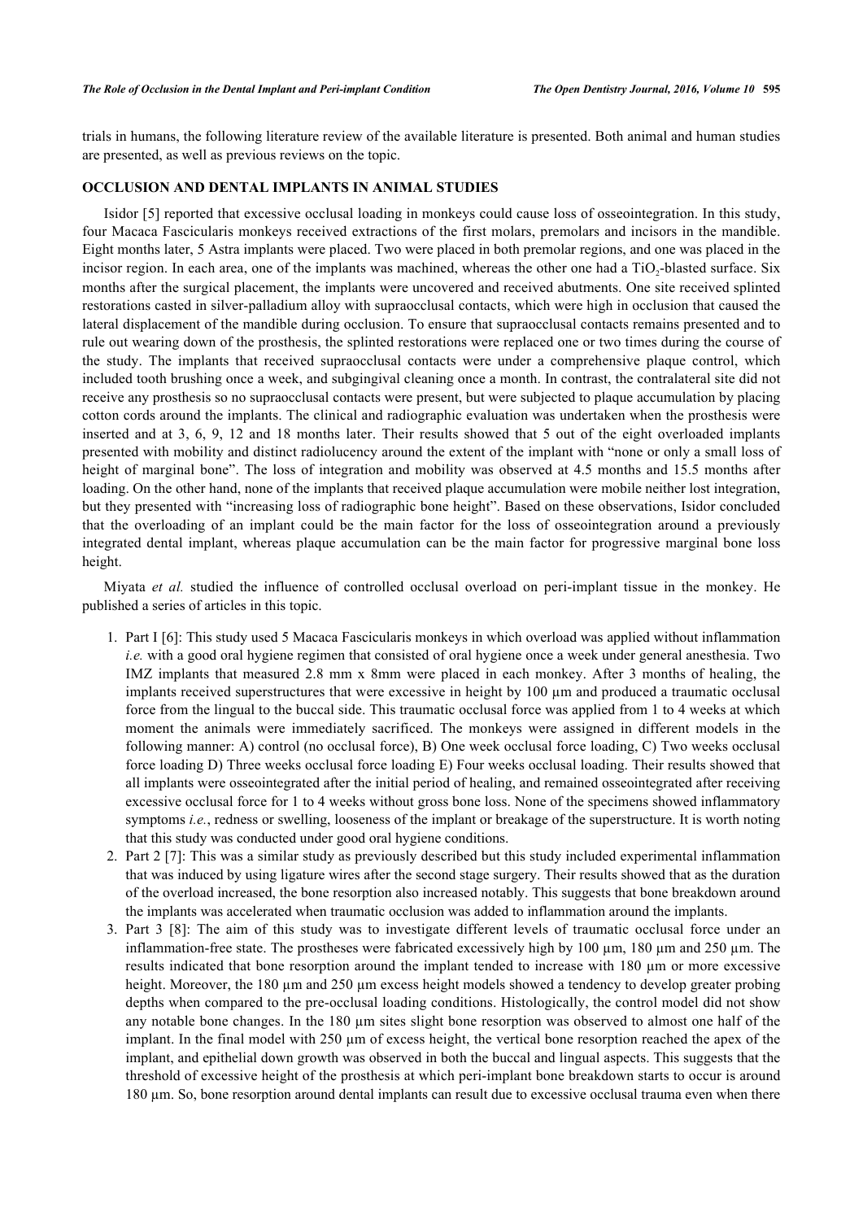trials in humans, the following literature review of the available literature is presented. Both animal and human studies are presented, as well as previous reviews on the topic.

## OCCLUSION AND DENTAL IMPLANTS IN ANIMAL STUDIES

Isidor [5] reported that excessive occlusal loading in monkeys could cause loss of osseointegration. In this study, four Macaca Fascicularis monkeys received extractions of the first molars, premolars and incisors in the mandible. Eight months later, 5 Astra implants were placed. Two were placed in both premolar regions, and one was placed in the incisor region. In each area, one of the implants was machined, whereas the other one had a $TiO_2$-blasted surface. Six months after the surgical placement, the implants were uncovered and received abutments. One site received splinted restorations casted in silver-palladium alloy with supraocclusal contacts, which were high in occlusion that caused the lateral displacement of the mandible during occlusion. To ensure that supraocclusal contacts remains presented and to rule out wearing down of the prosthesis, the splinted restorations were replaced one or two times during the course of the study. The implants that received supraocclusal contacts were under a comprehensive plaque control, which included tooth brushing once a week, and subgingival cleaning once a month. In contrast, the contralateral site did not receive any prosthesis so no supraocclusal contacts were present, but were subjected to plaque accumulation by placing cotton cords around the implants. The clinical and radiographic evaluation was undertaken when the prosthesis were inserted and at 3, 6, 9, 12 and 18 months later. Their results showed that 5 out of the eight overloaded implants presented with mobility and distinct radiolucency around the extent of the implant with "none or only a small loss of height of marginal bone". The loss of integration and mobility was observed at 4.5 months and 15.5 months after loading. On the other hand, none of the implants that received plaque accumulation were mobile neither lost integration, but they presented with "increasing loss of radiographic bone height". Based on these observations, Isidor concluded that the overloading of an implant could be the main factor for the loss of osseointegration around a previously integrated dental implant, whereas plaque accumulation can be the main factor for progressive marginal bone loss height.

Miyata *et al.* studied the influence of controlled occlusal overload on peri-implant tissue in the monkey. He published a series of articles in this topic.

1. Part I [6]: This study used 5 Macaca Fascicularis monkeys in which overload was applied without inflammation *i.e.* with a good oral hygiene regimen that consisted of oral hygiene once a week under general anesthesia. Two IMZ implants that measured 2.8 mm x 8mm were placed in each monkey. After 3 months of healing, the implants received superstructures that were excessive in height by 100 µm and produced a traumatic occlusal force from the lingual to the buccal side. This traumatic occlusal force was applied from 1 to 4 weeks at which moment the animals were immediately sacrificed. The monkeys were assigned in different models in the following manner: A) control (no occlusal force), B) One week occlusal force loading, C) Two weeks occlusal force loading D) Three weeks occlusal force loading E) Four weeks occlusal loading. Their results showed that all implants were osseointegrated after the initial period of healing, and remained osseointegrated after receiving excessive occlusal force for 1 to 4 weeks without gross bone loss. None of the specimens showed inflammatory symptoms *i.e.*, redness or swelling, looseness of the implant or breakage of the superstructure. It is worth noting that this study was conducted under good oral hygiene conditions.
2. Part 2 [7]: This was a similar study as previously described but this study included experimental inflammation that was induced by using ligature wires after the second stage surgery. Their results showed that as the duration of the overload increased, the bone resorption also increased notably. This suggests that bone breakdown around the implants was accelerated when traumatic occlusion was added to inflammation around the implants.
3. Part 3 [8]: The aim of this study was to investigate different levels of traumatic occlusal force under an inflammation-free state. The prostheses were fabricated excessively high by 100 µm, 180 µm and 250 µm. The results indicated that bone resorption around the implant tended to increase with 180 µm or more excessive height. Moreover, the 180 µm and 250 µm excess height models showed a tendency to develop greater probing depths when compared to the pre-occlusal loading conditions. Histologically, the control model did not show any notable bone changes. In the 180 µm sites slight bone resorption was observed to almost one half of the implant. In the final model with 250 µm of excess height, the vertical bone resorption reached the apex of the implant, and epithelial down growth was observed in both the buccal and lingual aspects. This suggests that the threshold of excessive height of the prosthesis at which peri-implant bone breakdown starts to occur is around 180 µm. So, bone resorption around dental implants can result due to excessive occlusal trauma even when there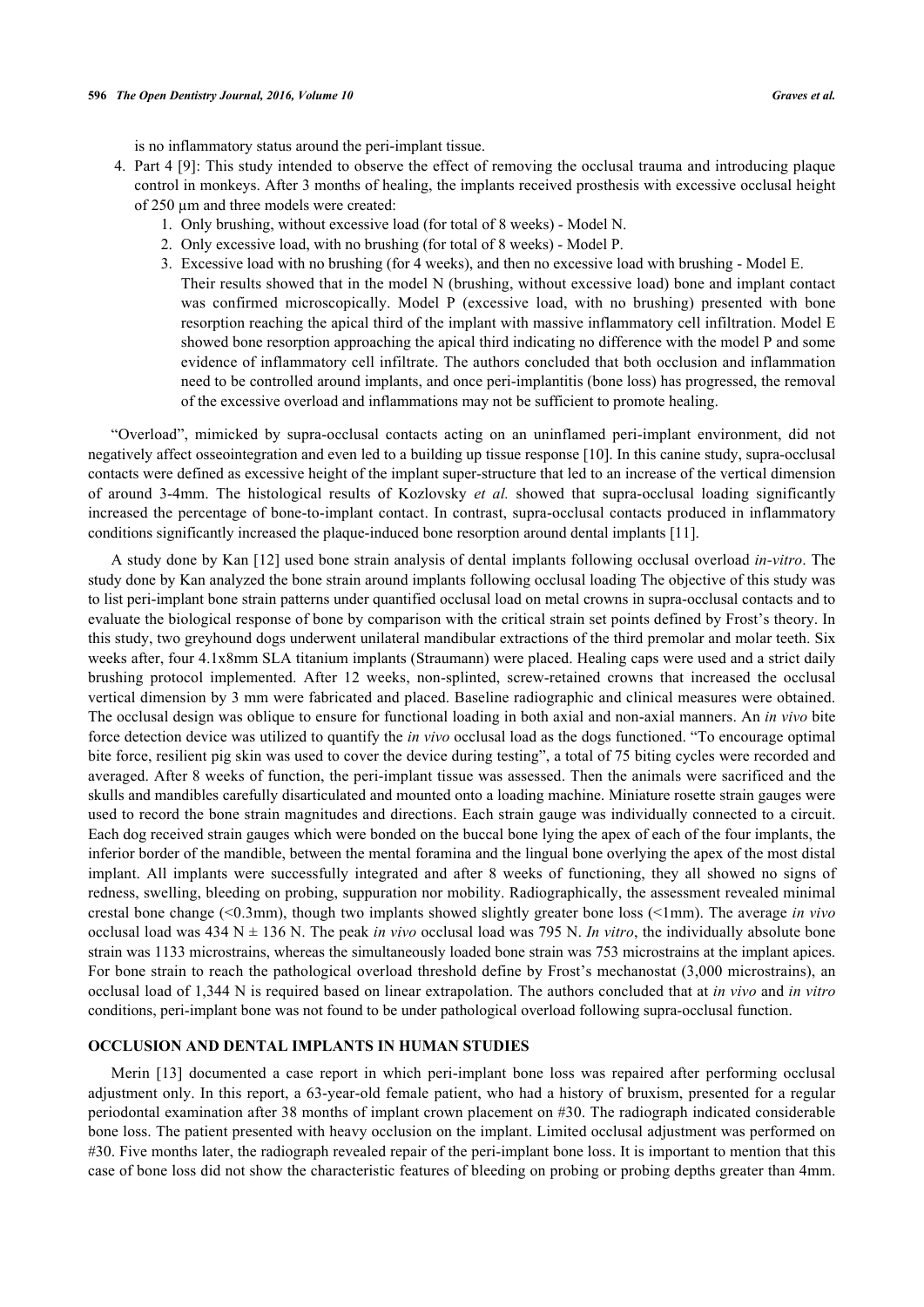is no inflammatory status around the peri-implant tissue.

4. Part 4 [9]: This study intended to observe the effect of removing the occlusal trauma and introducing plaque control in monkeys. After 3 months of healing, the implants received prosthesis with excessive occlusal height of 250 μm and three models were created:
   1. Only brushing, without excessive load (for total of 8 weeks) - Model N.
   2. Only excessive load, with no brushing (for total of 8 weeks) - Model P.
   3. Excessive load with no brushing (for 4 weeks), and then no excessive load with brushing - Model E.

   Their results showed that in the model N (brushing, without excessive load) bone and implant contact was confirmed microscopically. Model P (excessive load, with no brushing) presented with bone resorption reaching the apical third of the implant with massive inflammatory cell infiltration. Model E showed bone resorption approaching the apical third indicating no difference with the model P and some evidence of inflammatory cell infiltrate. The authors concluded that both occlusion and inflammation need to be controlled around implants, and once peri-implantitis (bone loss) has progressed, the removal of the excessive overload and inflammations may not be sufficient to promote healing.

"Overload", mimicked by supra-occlusal contacts acting on an uninflamed peri-implant environment, did not negatively affect osseointegration and even led to a building up tissue response [10]. In this canine study, supra-occlusal contacts were defined as excessive height of the implant super-structure that led to an increase of the vertical dimension of around 3-4mm. The histological results of Kozlovsky *et al.* showed that supra-occlusal loading significantly increased the percentage of bone-to-implant contact. In contrast, supra-occlusal contacts produced in inflammatory conditions significantly increased the plaque-induced bone resorption around dental implants [11].

A study done by Kan [12] used bone strain analysis of dental implants following occlusal overload *in-vitro*. The study done by Kan analyzed the bone strain around implants following occlusal loading The objective of this study was to list peri-implant bone strain patterns under quantified occlusal load on metal crowns in supra-occlusal contacts and to evaluate the biological response of bone by comparison with the critical strain set points defined by Frost's theory. In this study, two greyhound dogs underwent unilateral mandibular extractions of the third premolar and molar teeth. Six weeks after, four 4.1x8mm SLA titanium implants (Straumann) were placed. Healing caps were used and a strict daily brushing protocol implemented. After 12 weeks, non-splinted, screw-retained crowns that increased the occlusal vertical dimension by 3 mm were fabricated and placed. Baseline radiographic and clinical measures were obtained. The occlusal design was oblique to ensure for functional loading in both axial and non-axial manners. An *in vivo* bite force detection device was utilized to quantify the *in vivo* occlusal load as the dogs functioned. "To encourage optimal bite force, resilient pig skin was used to cover the device during testing", a total of 75 biting cycles were recorded and averaged. After 8 weeks of function, the peri-implant tissue was assessed. Then the animals were sacrificed and the skulls and mandibles carefully disarticulated and mounted onto a loading machine. Miniature rosette strain gauges were used to record the bone strain magnitudes and directions. Each strain gauge was individually connected to a circuit. Each dog received strain gauges which were bonded on the buccal bone lying the apex of each of the four implants, the inferior border of the mandible, between the mental foramina and the lingual bone overlying the apex of the most distal implant. All implants were successfully integrated and after 8 weeks of functioning, they all showed no signs of redness, swelling, bleeding on probing, suppuration nor mobility. Radiographically, the assessment revealed minimal crestal bone change (<0.3mm), though two implants showed slightly greater bone loss (<1mm). The average *in vivo* occlusal load was 434 N ± 136 N. The peak *in vivo* occlusal load was 795 N. *In vitro*, the individually absolute bone strain was 1133 microstrains, whereas the simultaneously loaded bone strain was 753 microstrains at the implant apices. For bone strain to reach the pathological overload threshold define by Frost's mechanostat (3,000 microstrains), an occlusal load of 1,344 N is required based on linear extrapolation. The authors concluded that at *in vivo* and *in vitro* conditions, peri-implant bone was not found to be under pathological overload following supra-occlusal function.

## OCCLUSION AND DENTAL IMPLANTS IN HUMAN STUDIES

Merin [13] documented a case report in which peri-implant bone loss was repaired after performing occlusal adjustment only. In this report, a 63-year-old female patient, who had a history of bruxism, presented for a regular periodontal examination after 38 months of implant crown placement on #30. The radiograph indicated considerable bone loss. The patient presented with heavy occlusion on the implant. Limited occlusal adjustment was performed on #30. Five months later, the radiograph revealed repair of the peri-implant bone loss. It is important to mention that this case of bone loss did not show the characteristic features of bleeding on probing or probing depths greater than 4mm.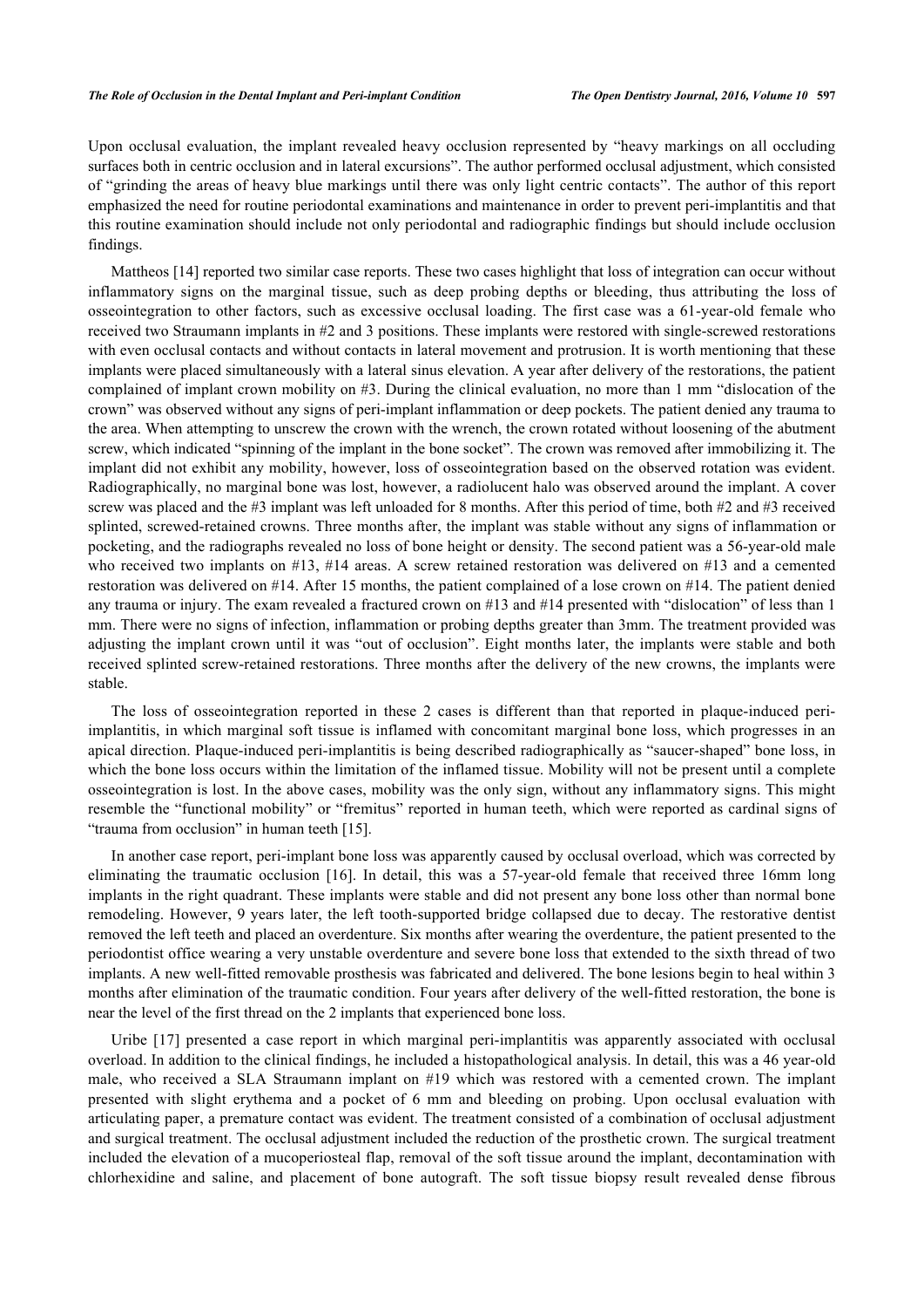Upon occlusal evaluation, the implant revealed heavy occlusion represented by "heavy markings on all occluding surfaces both in centric occlusion and in lateral excursions". The author performed occlusal adjustment, which consisted of "grinding the areas of heavy blue markings until there was only light centric contacts". The author of this report emphasized the need for routine periodontal examinations and maintenance in order to prevent peri-implantitis and that this routine examination should include not only periodontal and radiographic findings but should include occlusion findings.

Mattheos [14] reported two similar case reports. These two cases highlight that loss of integration can occur without inflammatory signs on the marginal tissue, such as deep probing depths or bleeding, thus attributing the loss of osseointegration to other factors, such as excessive occlusal loading. The first case was a 61-year-old female who received two Straumann implants in #2 and 3 positions. These implants were restored with single-screwed restorations with even occlusal contacts and without contacts in lateral movement and protrusion. It is worth mentioning that these implants were placed simultaneously with a lateral sinus elevation. A year after delivery of the restorations, the patient complained of implant crown mobility on #3. During the clinical evaluation, no more than 1 mm "dislocation of the crown" was observed without any signs of peri-implant inflammation or deep pockets. The patient denied any trauma to the area. When attempting to unscrew the crown with the wrench, the crown rotated without loosening of the abutment screw, which indicated "spinning of the implant in the bone socket". The crown was removed after immobilizing it. The implant did not exhibit any mobility, however, loss of osseointegration based on the observed rotation was evident. Radiographically, no marginal bone was lost, however, a radiolucent halo was observed around the implant. A cover screw was placed and the #3 implant was left unloaded for 8 months. After this period of time, both #2 and #3 received splinted, screwed-retained crowns. Three months after, the implant was stable without any signs of inflammation or pocketing, and the radiographs revealed no loss of bone height or density. The second patient was a 56-year-old male who received two implants on #13, #14 areas. A screw retained restoration was delivered on #13 and a cemented restoration was delivered on #14. After 15 months, the patient complained of a lose crown on #14. The patient denied any trauma or injury. The exam revealed a fractured crown on #13 and #14 presented with "dislocation" of less than 1 mm. There were no signs of infection, inflammation or probing depths greater than 3mm. The treatment provided was adjusting the implant crown until it was "out of occlusion". Eight months later, the implants were stable and both received splinted screw-retained restorations. Three months after the delivery of the new crowns, the implants were stable.

The loss of osseointegration reported in these 2 cases is different than that reported in plaque-induced peri-implantitis, in which marginal soft tissue is inflamed with concomitant marginal bone loss, which progresses in an apical direction. Plaque-induced peri-implantitis is being described radiographically as "saucer-shaped" bone loss, in which the bone loss occurs within the limitation of the inflamed tissue. Mobility will not be present until a complete osseointegration is lost. In the above cases, mobility was the only sign, without any inflammatory signs. This might resemble the "functional mobility" or "fremitus" reported in human teeth, which were reported as cardinal signs of "trauma from occlusion" in human teeth [15].

In another case report, peri-implant bone loss was apparently caused by occlusal overload, which was corrected by eliminating the traumatic occlusion [16]. In detail, this was a 57-year-old female that received three 16mm long implants in the right quadrant. These implants were stable and did not present any bone loss other than normal bone remodeling. However, 9 years later, the left tooth-supported bridge collapsed due to decay. The restorative dentist removed the left teeth and placed an overdenture. Six months after wearing the overdenture, the patient presented to the periodontist office wearing a very unstable overdenture and severe bone loss that extended to the sixth thread of two implants. A new well-fitted removable prosthesis was fabricated and delivered. The bone lesions begin to heal within 3 months after elimination of the traumatic condition. Four years after delivery of the well-fitted restoration, the bone is near the level of the first thread on the 2 implants that experienced bone loss.

Uribe [17] presented a case report in which marginal peri-implantitis was apparently associated with occlusal overload. In addition to the clinical findings, he included a histopathological analysis. In detail, this was a 46 year-old male, who received a SLA Straumann implant on #19 which was restored with a cemented crown. The implant presented with slight erythema and a pocket of 6 mm and bleeding on probing. Upon occlusal evaluation with articulating paper, a premature contact was evident. The treatment consisted of a combination of occlusal adjustment and surgical treatment. The occlusal adjustment included the reduction of the prosthetic crown. The surgical treatment included the elevation of a mucoperiosteal flap, removal of the soft tissue around the implant, decontamination with chlorhexidine and saline, and placement of bone autograft. The soft tissue biopsy result revealed dense fibrous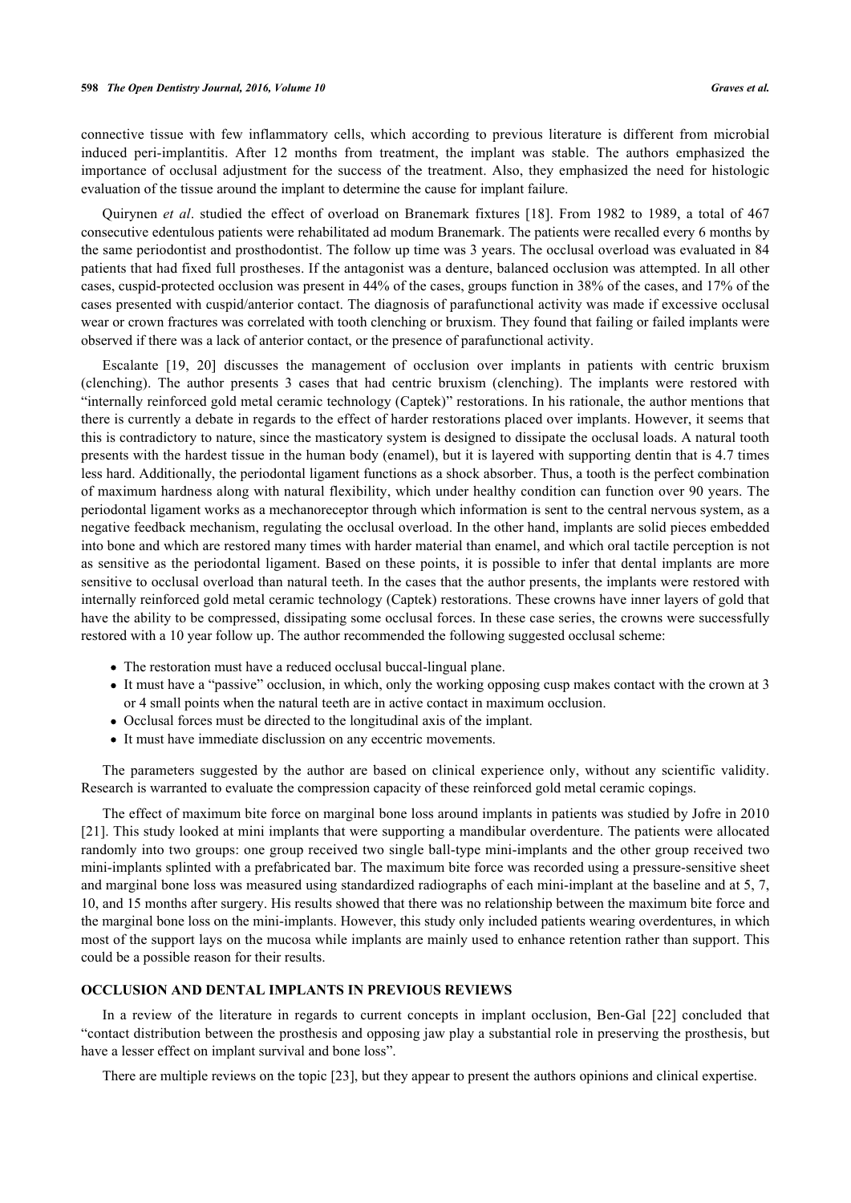connective tissue with few inflammatory cells, which according to previous literature is different from microbial induced peri-implantitis. After 12 months from treatment, the implant was stable. The authors emphasized the importance of occlusal adjustment for the success of the treatment. Also, they emphasized the need for histologic evaluation of the tissue around the implant to determine the cause for implant failure.

Quirynen *et al*. studied the effect of overload on Branemark fixtures [18]. From 1982 to 1989, a total of 467 consecutive edentulous patients were rehabilitated ad modum Branemark. The patients were recalled every 6 months by the same periodontist and prosthodontist. The follow up time was 3 years. The occlusal overload was evaluated in 84 patients that had fixed full prostheses. If the antagonist was a denture, balanced occlusion was attempted. In all other cases, cuspid-protected occlusion was present in 44% of the cases, groups function in 38% of the cases, and 17% of the cases presented with cuspid/anterior contact. The diagnosis of parafunctional activity was made if excessive occlusal wear or crown fractures was correlated with tooth clenching or bruxism. They found that failing or failed implants were observed if there was a lack of anterior contact, or the presence of parafunctional activity.

Escalante [19, 20] discusses the management of occlusion over implants in patients with centric bruxism (clenching). The author presents 3 cases that had centric bruxism (clenching). The implants were restored with "internally reinforced gold metal ceramic technology (Captek)" restorations. In his rationale, the author mentions that there is currently a debate in regards to the effect of harder restorations placed over implants. However, it seems that this is contradictory to nature, since the masticatory system is designed to dissipate the occlusal loads. A natural tooth presents with the hardest tissue in the human body (enamel), but it is layered with supporting dentin that is 4.7 times less hard. Additionally, the periodontal ligament functions as a shock absorber. Thus, a tooth is the perfect combination of maximum hardness along with natural flexibility, which under healthy condition can function over 90 years. The periodontal ligament works as a mechanoreceptor through which information is sent to the central nervous system, as a negative feedback mechanism, regulating the occlusal overload. In the other hand, implants are solid pieces embedded into bone and which are restored many times with harder material than enamel, and which oral tactile perception is not as sensitive as the periodontal ligament. Based on these points, it is possible to infer that dental implants are more sensitive to occlusal overload than natural teeth. In the cases that the author presents, the implants were restored with internally reinforced gold metal ceramic technology (Captek) restorations. These crowns have inner layers of gold that have the ability to be compressed, dissipating some occlusal forces. In these case series, the crowns were successfully restored with a 10 year follow up. The author recommended the following suggested occlusal scheme:

- The restoration must have a reduced occlusal buccal-lingual plane.
- It must have a "passive" occlusion, in which, only the working opposing cusp makes contact with the crown at 3 or 4 small points when the natural teeth are in active contact in maximum occlusion.
- Occlusal forces must be directed to the longitudinal axis of the implant.
- It must have immediate disclussion on any eccentric movements.

The parameters suggested by the author are based on clinical experience only, without any scientific validity. Research is warranted to evaluate the compression capacity of these reinforced gold metal ceramic copings.

The effect of maximum bite force on marginal bone loss around implants in patients was studied by Jofre in 2010 [21]. This study looked at mini implants that were supporting a mandibular overdenture. The patients were allocated randomly into two groups: one group received two single ball-type mini-implants and the other group received two mini-implants splinted with a prefabricated bar. The maximum bite force was recorded using a pressure-sensitive sheet and marginal bone loss was measured using standardized radiographs of each mini-implant at the baseline and at 5, 7, 10, and 15 months after surgery. His results showed that there was no relationship between the maximum bite force and the marginal bone loss on the mini-implants. However, this study only included patients wearing overdentures, in which most of the support lays on the mucosa while implants are mainly used to enhance retention rather than support. This could be a possible reason for their results.

## OCCLUSION AND DENTAL IMPLANTS IN PREVIOUS REVIEWS

In a review of the literature in regards to current concepts in implant occlusion, Ben-Gal [22] concluded that "contact distribution between the prosthesis and opposing jaw play a substantial role in preserving the prosthesis, but have a lesser effect on implant survival and bone loss".

There are multiple reviews on the topic [23], but they appear to present the authors opinions and clinical expertise.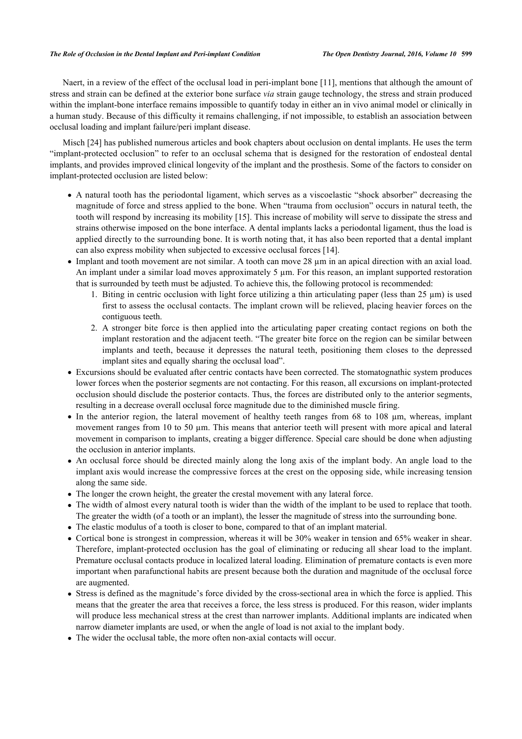Naert, in a review of the effect of the occlusal load in peri-implant bone [11], mentions that although the amount of stress and strain can be defined at the exterior bone surface *via* strain gauge technology, the stress and strain produced within the implant-bone interface remains impossible to quantify today in either an in vivo animal model or clinically in a human study. Because of this difficulty it remains challenging, if not impossible, to establish an association between occlusal loading and implant failure/peri implant disease.

Misch [24] has published numerous articles and book chapters about occlusion on dental implants. He uses the term "implant-protected occlusion" to refer to an occlusal schema that is designed for the restoration of endosteal dental implants, and provides improved clinical longevity of the implant and the prosthesis. Some of the factors to consider on implant-protected occlusion are listed below:

- A natural tooth has the periodontal ligament, which serves as a viscoelastic "shock absorber" decreasing the magnitude of force and stress applied to the bone. When "trauma from occlusion" occurs in natural teeth, the tooth will respond by increasing its mobility [15]. This increase of mobility will serve to dissipate the stress and strains otherwise imposed on the bone interface. A dental implants lacks a periodontal ligament, thus the load is applied directly to the surrounding bone. It is worth noting that, it has also been reported that a dental implant can also express mobility when subjected to excessive occlusal forces [14].
- Implant and tooth movement are not similar. A tooth can move 28 µm in an apical direction with an axial load. An implant under a similar load moves approximately 5 µm. For this reason, an implant supported restoration that is surrounded by teeth must be adjusted. To achieve this, the following protocol is recommended:
  1. Biting in centric occlusion with light force utilizing a thin articulating paper (less than 25 µm) is used first to assess the occlusal contacts. The implant crown will be relieved, placing heavier forces on the contiguous teeth.
  2. A stronger bite force is then applied into the articulating paper creating contact regions on both the implant restoration and the adjacent teeth. "The greater bite force on the region can be similar between implants and teeth, because it depresses the natural teeth, positioning them closes to the depressed implant sites and equally sharing the occlusal load".
- Excursions should be evaluated after centric contacts have been corrected. The stomatognathic system produces lower forces when the posterior segments are not contacting. For this reason, all excursions on implant-protected occlusion should disclude the posterior contacts. Thus, the forces are distributed only to the anterior segments, resulting in a decrease overall occlusal force magnitude due to the diminished muscle firing.
- In the anterior region, the lateral movement of healthy teeth ranges from 68 to 108 µm, whereas, implant movement ranges from 10 to 50 µm. This means that anterior teeth will present with more apical and lateral movement in comparison to implants, creating a bigger difference. Special care should be done when adjusting the occlusion in anterior implants.
- An occlusal force should be directed mainly along the long axis of the implant body. An angle load to the implant axis would increase the compressive forces at the crest on the opposing side, while increasing tension along the same side.
- The longer the crown height, the greater the crestal movement with any lateral force.
- The width of almost every natural tooth is wider than the width of the implant to be used to replace that tooth. The greater the width (of a tooth or an implant), the lesser the magnitude of stress into the surrounding bone.
- The elastic modulus of a tooth is closer to bone, compared to that of an implant material.
- Cortical bone is strongest in compression, whereas it will be 30% weaker in tension and 65% weaker in shear. Therefore, implant-protected occlusion has the goal of eliminating or reducing all shear load to the implant. Premature occlusal contacts produce in localized lateral loading. Elimination of premature contacts is even more important when parafunctional habits are present because both the duration and magnitude of the occlusal force are augmented.
- Stress is defined as the magnitude's force divided by the cross-sectional area in which the force is applied. This means that the greater the area that receives a force, the less stress is produced. For this reason, wider implants will produce less mechanical stress at the crest than narrower implants. Additional implants are indicated when narrow diameter implants are used, or when the angle of load is not axial to the implant body.
- The wider the occlusal table, the more often non-axial contacts will occur.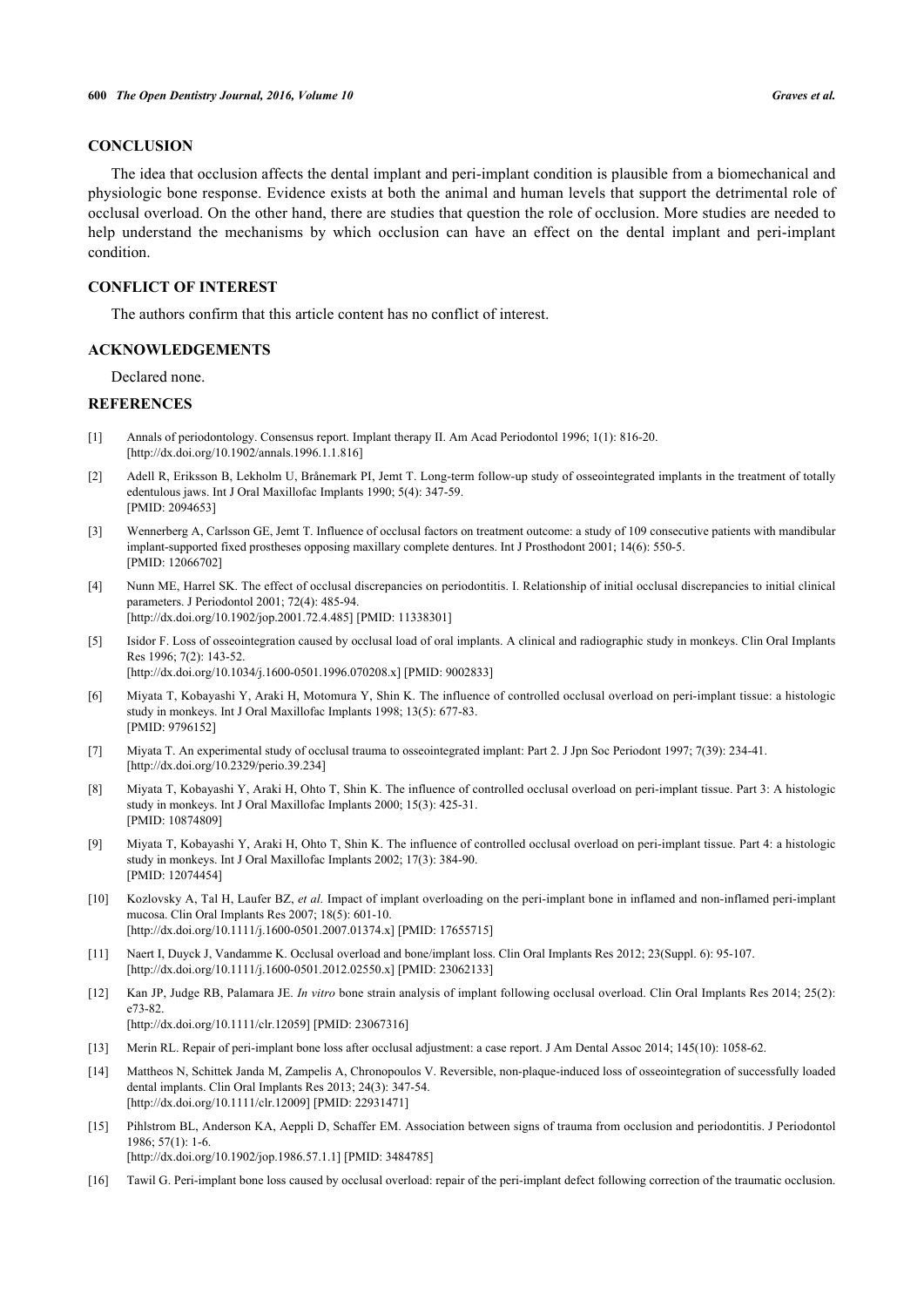## CONCLUSION

The idea that occlusion affects the dental implant and peri-implant condition is plausible from a biomechanical and physiologic bone response. Evidence exists at both the animal and human levels that support the detrimental role of occlusal overload. On the other hand, there are studies that question the role of occlusion. More studies are needed to help understand the mechanisms by which occlusion can have an effect on the dental implant and peri-implant condition.

## CONFLICT OF INTEREST

The authors confirm that this article content has no conflict of interest.

## ACKNOWLEDGEMENTS

Declared none.

## REFERENCES

- [1] Annals of periodontology. Consensus report. Implant therapy II. Am Acad Periodontol 1996; 1(1): 816-20. [http://dx.doi.org/10.1902/annals.1996.1.1.816]
- [2] Adell R, Eriksson B, Lekholm U, Brånemark PI, Jemt T. Long-term follow-up study of osseointegrated implants in the treatment of totally edentulous jaws. Int J Oral Maxillofac Implants 1990; 5(4): 347-59. [PMID: 2094653]
- [3] Wennerberg A, Carlsson GE, Jemt T. Influence of occlusal factors on treatment outcome: a study of 109 consecutive patients with mandibular implant-supported fixed prostheses opposing maxillary complete dentures. Int J Prosthodont 2001; 14(6): 550-5. [PMID: 12066702]
- [4] Nunn ME, Harrel SK. The effect of occlusal discrepancies on periodontitis. I. Relationship of initial occlusal discrepancies to initial clinical parameters. J Periodontol 2001; 72(4): 485-94. [http://dx.doi.org/10.1902/jop.2001.72.4.485] [PMID: 11338301]
- [5] Isidor F. Loss of osseointegration caused by occlusal load of oral implants. A clinical and radiographic study in monkeys. Clin Oral Implants Res 1996; 7(2): 143-52. [http://dx.doi.org/10.1034/j.1600-0501.1996.070208.x] [PMID: 9002833]
- [6] Miyata T, Kobayashi Y, Araki H, Motomura Y, Shin K. The influence of controlled occlusal overload on peri-implant tissue: a histologic study in monkeys. Int J Oral Maxillofac Implants 1998; 13(5): 677-83. [PMID: 9796152]
- [7] Miyata T. An experimental study of occlusal trauma to osseointegrated implant: Part 2. J Jpn Soc Periodont 1997; 7(39): 234-41. [http://dx.doi.org/10.2329/perio.39.234]
- [8] Miyata T, Kobayashi Y, Araki H, Ohto T, Shin K. The influence of controlled occlusal overload on peri-implant tissue. Part 3: A histologic study in monkeys. Int J Oral Maxillofac Implants 2000; 15(3): 425-31. [PMID: 10874809]
- [9] Miyata T, Kobayashi Y, Araki H, Ohto T, Shin K. The influence of controlled occlusal overload on peri-implant tissue. Part 4: a histologic study in monkeys. Int J Oral Maxillofac Implants 2002; 17(3): 384-90. [PMID: 12074454]
- [10] Kozlovsky A, Tal H, Laufer BZ, *et al.* Impact of implant overloading on the peri-implant bone in inflamed and non-inflamed peri-implant mucosa. Clin Oral Implants Res 2007; 18(5): 601-10. [http://dx.doi.org/10.1111/j.1600-0501.2007.01374.x] [PMID: 17655715]
- [11] Naert I, Duyck J, Vandamme K. Occlusal overload and bone/implant loss. Clin Oral Implants Res 2012; 23(Suppl. 6): 95-107. [http://dx.doi.org/10.1111/j.1600-0501.2012.02550.x] [PMID: 23062133]
- [12] Kan JP, Judge RB, Palamara JE. *In vitro* bone strain analysis of implant following occlusal overload. Clin Oral Implants Res 2014; 25(2): e73-82. [http://dx.doi.org/10.1111/clr.12059] [PMID: 23067316]
- [13] Merin RL. Repair of peri-implant bone loss after occlusal adjustment: a case report. J Am Dental Assoc 2014; 145(10): 1058-62.
- [14] Mattheos N, Schittek Janda M, Zampelis A, Chronopoulos V. Reversible, non-plaque-induced loss of osseointegration of successfully loaded dental implants. Clin Oral Implants Res 2013; 24(3): 347-54. [http://dx.doi.org/10.1111/clr.12009] [PMID: 22931471]
- [15] Pihlstrom BL, Anderson KA, Aeppli D, Schaffer EM. Association between signs of trauma from occlusion and periodontitis. J Periodontol 1986; 57(1): 1-6. [http://dx.doi.org/10.1902/jop.1986.57.1.1] [PMID: 3484785]
- [16] Tawil G. Peri-implant bone loss caused by occlusal overload: repair of the peri-implant defect following correction of the traumatic occlusion.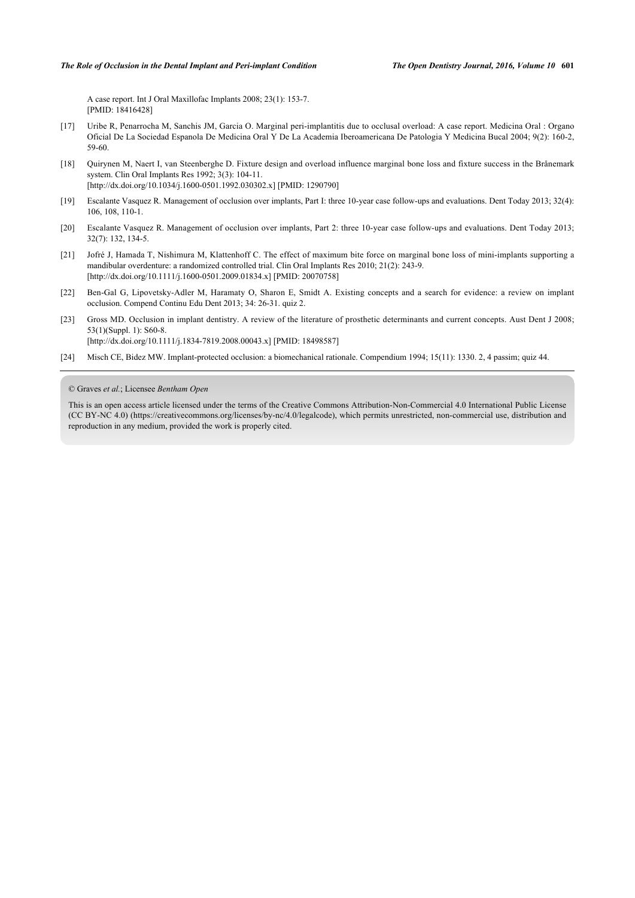A case report. Int J Oral Maxillofac Implants 2008; 23(1): 153-7.
[PMID: 18416428]

[17] Uribe R, Penarrocha M, Sanchis JM, Garcia O. Marginal peri-implantitis due to occlusal overload: A case report. Medicina Oral : Organo Oficial De La Sociedad Espanola De Medicina Oral Y De La Academia Iberoamericana De Patologia Y Medicina Bucal 2004; 9(2): 160-2, 59-60.

[18] Quirynen M, Naert I, van Steenberghe D. Fixture design and overload influence marginal bone loss and fixture success in the Brånemark system. Clin Oral Implants Res 1992; 3(3): 104-11.
[http://dx.doi.org/10.1034/j.1600-0501.1992.030302.x] [PMID: 1290790]

[19] Escalante Vasquez R. Management of occlusion over implants, Part I: three 10-year case follow-ups and evaluations. Dent Today 2013; 32(4): 106, 108, 110-1.

[20] Escalante Vasquez R. Management of occlusion over implants, Part 2: three 10-year case follow-ups and evaluations. Dent Today 2013; 32(7): 132, 134-5.

[21] Jofré J, Hamada T, Nishimura M, Klattenhoff C. The effect of maximum bite force on marginal bone loss of mini-implants supporting a mandibular overdenture: a randomized controlled trial. Clin Oral Implants Res 2010; 21(2): 243-9.
[http://dx.doi.org/10.1111/j.1600-0501.2009.01834.x] [PMID: 20070758]

[22] Ben-Gal G, Lipovetsky-Adler M, Haramaty O, Sharon E, Smidt A. Existing concepts and a search for evidence: a review on implant occlusion. Compend Continu Edu Dent 2013; 34: 26-31. quiz 2.

[23] Gross MD. Occlusion in implant dentistry. A review of the literature of prosthetic determinants and current concepts. Aust Dent J 2008; 53(1)(Suppl. 1): S60-8.
[http://dx.doi.org/10.1111/j.1834-7819.2008.00043.x] [PMID: 18498587]

[24] Misch CE, Bidez MW. Implant-protected occlusion: a biomechanical rationale. Compendium 1994; 15(11): 1330. 2, 4 passim; quiz 44.

© Graves *et al.*; Licensee *Bentham Open*

This is an open access article licensed under the terms of the Creative Commons Attribution-Non-Commercial 4.0 International Public License (CC BY-NC 4.0) (https://creativecommons.org/licenses/by-nc/4.0/legalcode), which permits unrestricted, non-commercial use, distribution and reproduction in any medium, provided the work is properly cited.